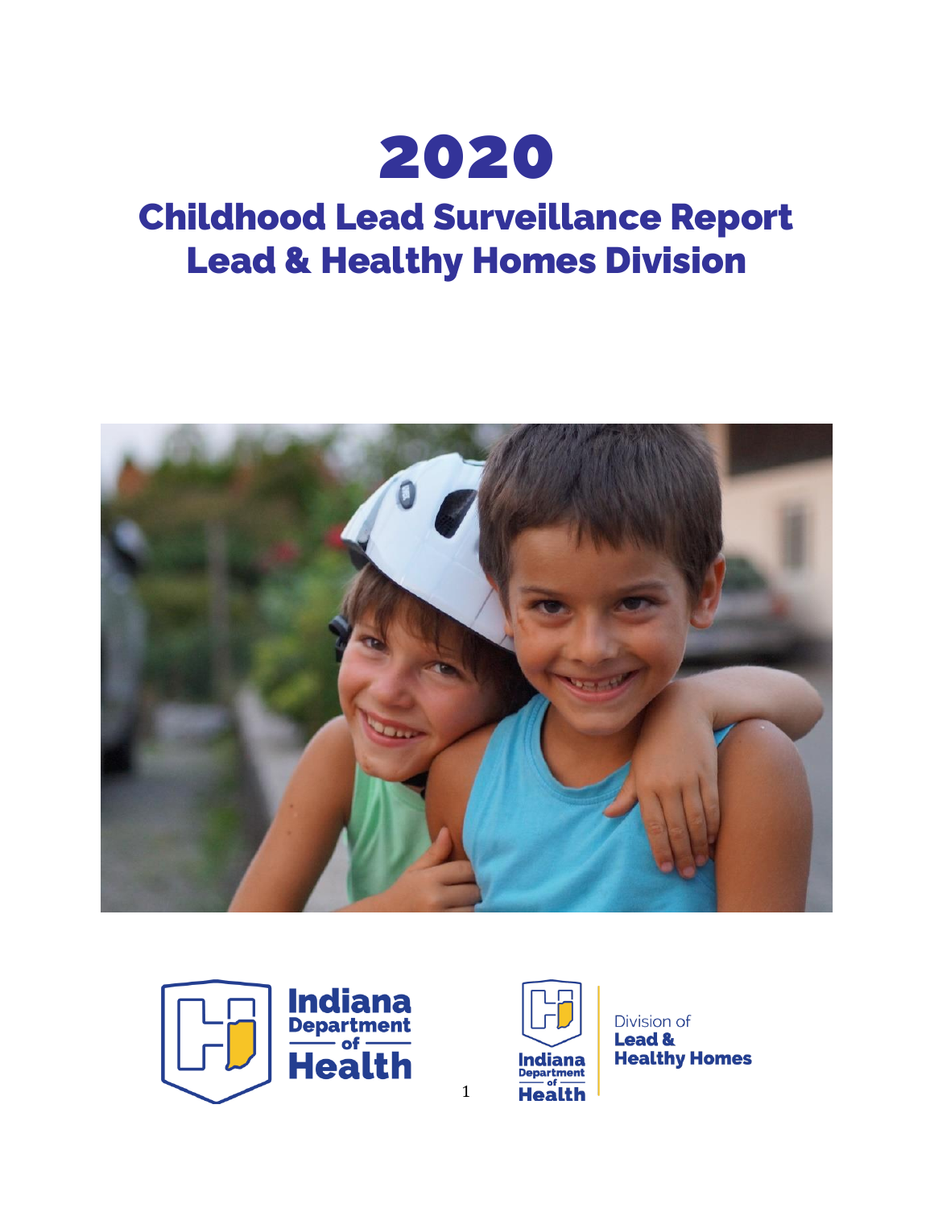# 2020

# Childhood Lead Surveillance Report
# Lead & Healthy Homes Division

Indiana Department of Health

Indiana Department of Health — Division of Lead & Healthy Homes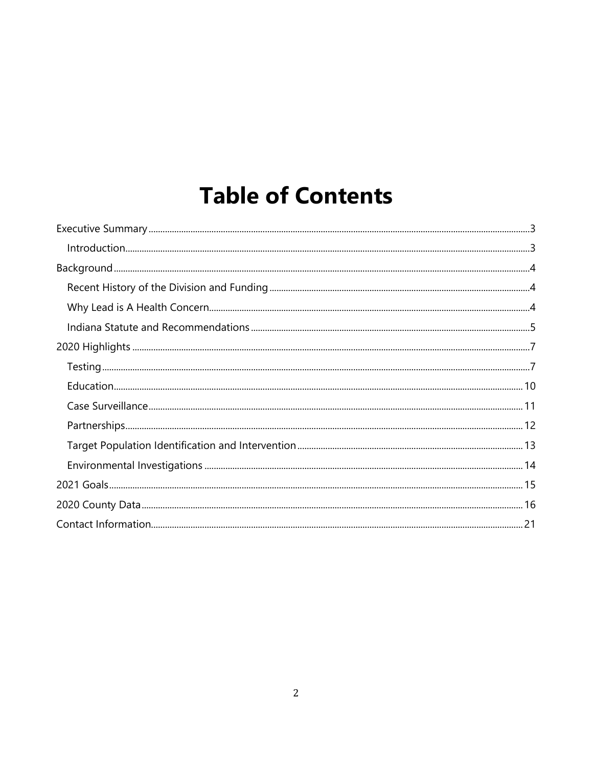# Table of Contents

- Executive Summary ... 3
  - Introduction ... 3
- Background ... 4
  - Recent History of the Division and Funding ... 4
  - Why Lead is A Health Concern ... 4
  - Indiana Statute and Recommendations ... 5
- 2020 Highlights ... 7
  - Testing ... 7
  - Education ... 10
  - Case Surveillance ... 11
  - Partnerships ... 12
  - Target Population Identification and Intervention ... 13
  - Environmental Investigations ... 14
- 2021 Goals ... 15
- 2020 County Data ... 16
- Contact Information ... 21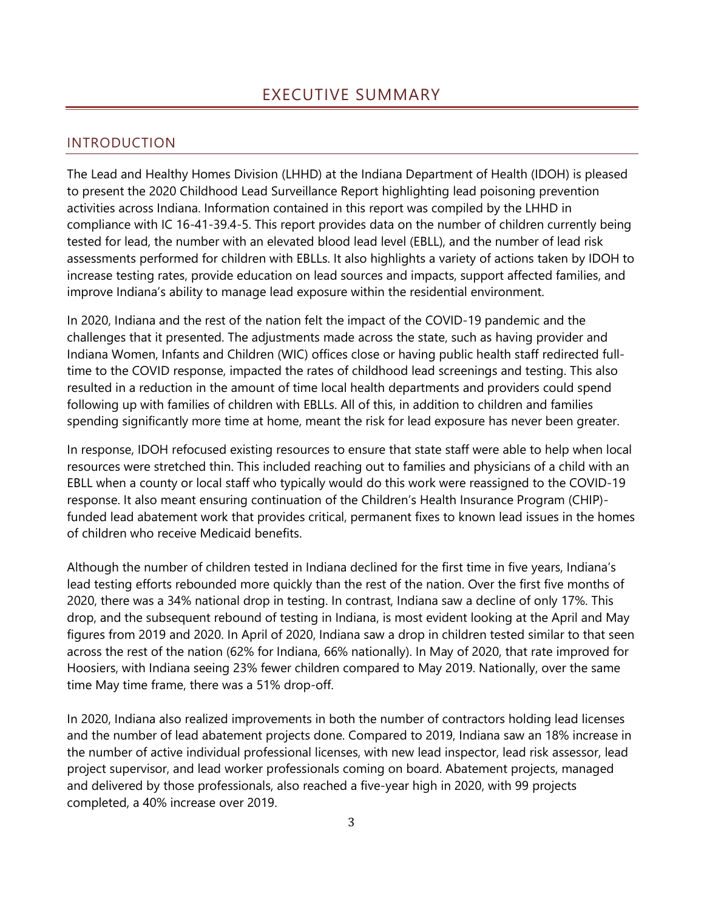# EXECUTIVE SUMMARY

## INTRODUCTION

The Lead and Healthy Homes Division (LHHD) at the Indiana Department of Health (IDOH) is pleased to present the 2020 Childhood Lead Surveillance Report highlighting lead poisoning prevention activities across Indiana. Information contained in this report was compiled by the LHHD in compliance with IC 16-41-39.4-5. This report provides data on the number of children currently being tested for lead, the number with an elevated blood lead level (EBLL), and the number of lead risk assessments performed for children with EBLLs. It also highlights a variety of actions taken by IDOH to increase testing rates, provide education on lead sources and impacts, support affected families, and improve Indiana's ability to manage lead exposure within the residential environment.

In 2020, Indiana and the rest of the nation felt the impact of the COVID-19 pandemic and the challenges that it presented. The adjustments made across the state, such as having provider and Indiana Women, Infants and Children (WIC) offices close or having public health staff redirected full-time to the COVID response, impacted the rates of childhood lead screenings and testing. This also resulted in a reduction in the amount of time local health departments and providers could spend following up with families of children with EBLLs. All of this, in addition to children and families spending significantly more time at home, meant the risk for lead exposure has never been greater.

In response, IDOH refocused existing resources to ensure that state staff were able to help when local resources were stretched thin. This included reaching out to families and physicians of a child with an EBLL when a county or local staff who typically would do this work were reassigned to the COVID-19 response. It also meant ensuring continuation of the Children's Health Insurance Program (CHIP)-funded lead abatement work that provides critical, permanent fixes to known lead issues in the homes of children who receive Medicaid benefits.

Although the number of children tested in Indiana declined for the first time in five years, Indiana's lead testing efforts rebounded more quickly than the rest of the nation. Over the first five months of 2020, there was a 34% national drop in testing. In contrast, Indiana saw a decline of only 17%. This drop, and the subsequent rebound of testing in Indiana, is most evident looking at the April and May figures from 2019 and 2020. In April of 2020, Indiana saw a drop in children tested similar to that seen across the rest of the nation (62% for Indiana, 66% nationally). In May of 2020, that rate improved for Hoosiers, with Indiana seeing 23% fewer children compared to May 2019. Nationally, over the same time May time frame, there was a 51% drop-off.

In 2020, Indiana also realized improvements in both the number of contractors holding lead licenses and the number of lead abatement projects done. Compared to 2019, Indiana saw an 18% increase in the number of active individual professional licenses, with new lead inspector, lead risk assessor, lead project supervisor, and lead worker professionals coming on board. Abatement projects, managed and delivered by those professionals, also reached a five-year high in 2020, with 99 projects completed, a 40% increase over 2019.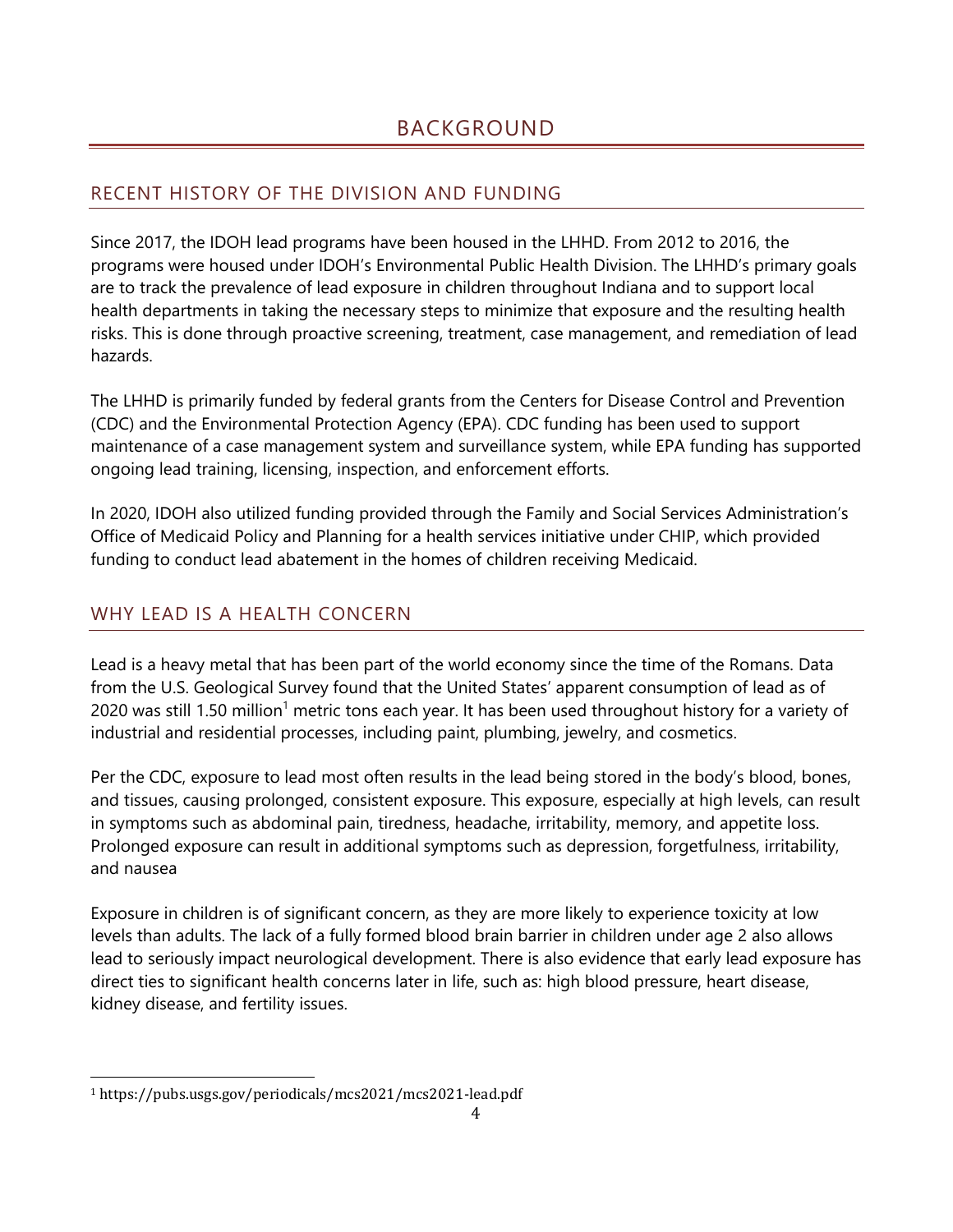# BACKGROUND

## RECENT HISTORY OF THE DIVISION AND FUNDING

Since 2017, the IDOH lead programs have been housed in the LHHD. From 2012 to 2016, the programs were housed under IDOH's Environmental Public Health Division. The LHHD's primary goals are to track the prevalence of lead exposure in children throughout Indiana and to support local health departments in taking the necessary steps to minimize that exposure and the resulting health risks. This is done through proactive screening, treatment, case management, and remediation of lead hazards.

The LHHD is primarily funded by federal grants from the Centers for Disease Control and Prevention (CDC) and the Environmental Protection Agency (EPA). CDC funding has been used to support maintenance of a case management system and surveillance system, while EPA funding has supported ongoing lead training, licensing, inspection, and enforcement efforts.

In 2020, IDOH also utilized funding provided through the Family and Social Services Administration's Office of Medicaid Policy and Planning for a health services initiative under CHIP, which provided funding to conduct lead abatement in the homes of children receiving Medicaid.

## WHY LEAD IS A HEALTH CONCERN

Lead is a heavy metal that has been part of the world economy since the time of the Romans. Data from the U.S. Geological Survey found that the United States' apparent consumption of lead as of 2020 was still 1.50 million[1] metric tons each year. It has been used throughout history for a variety of industrial and residential processes, including paint, plumbing, jewelry, and cosmetics.

Per the CDC, exposure to lead most often results in the lead being stored in the body's blood, bones, and tissues, causing prolonged, consistent exposure. This exposure, especially at high levels, can result in symptoms such as abdominal pain, tiredness, headache, irritability, memory, and appetite loss. Prolonged exposure can result in additional symptoms such as depression, forgetfulness, irritability, and nausea

Exposure in children is of significant concern, as they are more likely to experience toxicity at low levels than adults. The lack of a fully formed blood brain barrier in children under age 2 also allows lead to seriously impact neurological development. There is also evidence that early lead exposure has direct ties to significant health concerns later in life, such as: high blood pressure, heart disease, kidney disease, and fertility issues.

[1] https://pubs.usgs.gov/periodicals/mcs2021/mcs2021-lead.pdf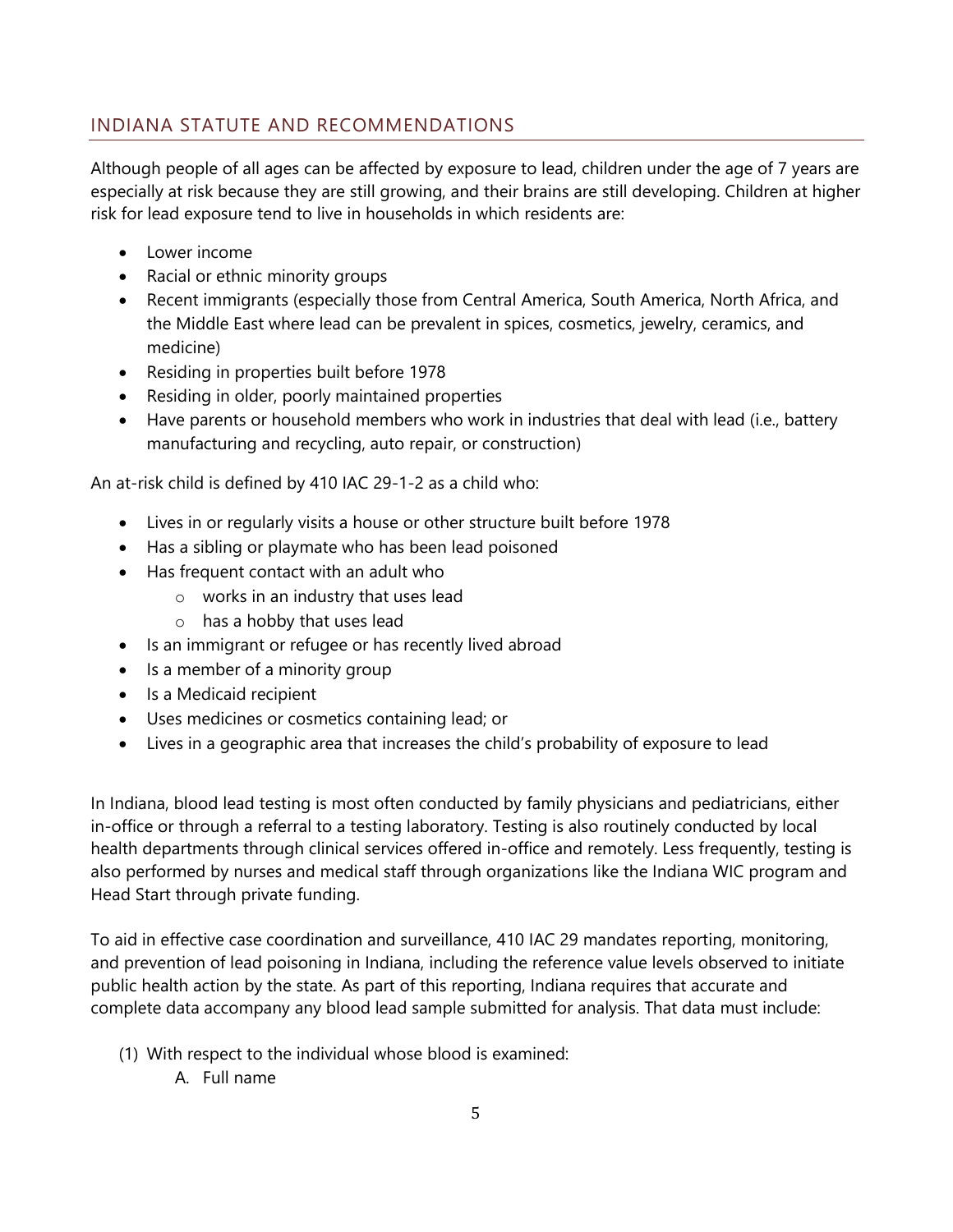## INDIANA STATUTE AND RECOMMENDATIONS

Although people of all ages can be affected by exposure to lead, children under the age of 7 years are especially at risk because they are still growing, and their brains are still developing. Children at higher risk for lead exposure tend to live in households in which residents are:

- Lower income
- Racial or ethnic minority groups
- Recent immigrants (especially those from Central America, South America, North Africa, and the Middle East where lead can be prevalent in spices, cosmetics, jewelry, ceramics, and medicine)
- Residing in properties built before 1978
- Residing in older, poorly maintained properties
- Have parents or household members who work in industries that deal with lead (i.e., battery manufacturing and recycling, auto repair, or construction)

An at-risk child is defined by 410 IAC 29-1-2 as a child who:

- Lives in or regularly visits a house or other structure built before 1978
- Has a sibling or playmate who has been lead poisoned
- Has frequent contact with an adult who
  - works in an industry that uses lead
  - has a hobby that uses lead
- Is an immigrant or refugee or has recently lived abroad
- Is a member of a minority group
- Is a Medicaid recipient
- Uses medicines or cosmetics containing lead; or
- Lives in a geographic area that increases the child's probability of exposure to lead

In Indiana, blood lead testing is most often conducted by family physicians and pediatricians, either in-office or through a referral to a testing laboratory. Testing is also routinely conducted by local health departments through clinical services offered in-office and remotely. Less frequently, testing is also performed by nurses and medical staff through organizations like the Indiana WIC program and Head Start through private funding.

To aid in effective case coordination and surveillance, 410 IAC 29 mandates reporting, monitoring, and prevention of lead poisoning in Indiana, including the reference value levels observed to initiate public health action by the state. As part of this reporting, Indiana requires that accurate and complete data accompany any blood lead sample submitted for analysis. That data must include:

(1) With respect to the individual whose blood is examined:
   A. Full name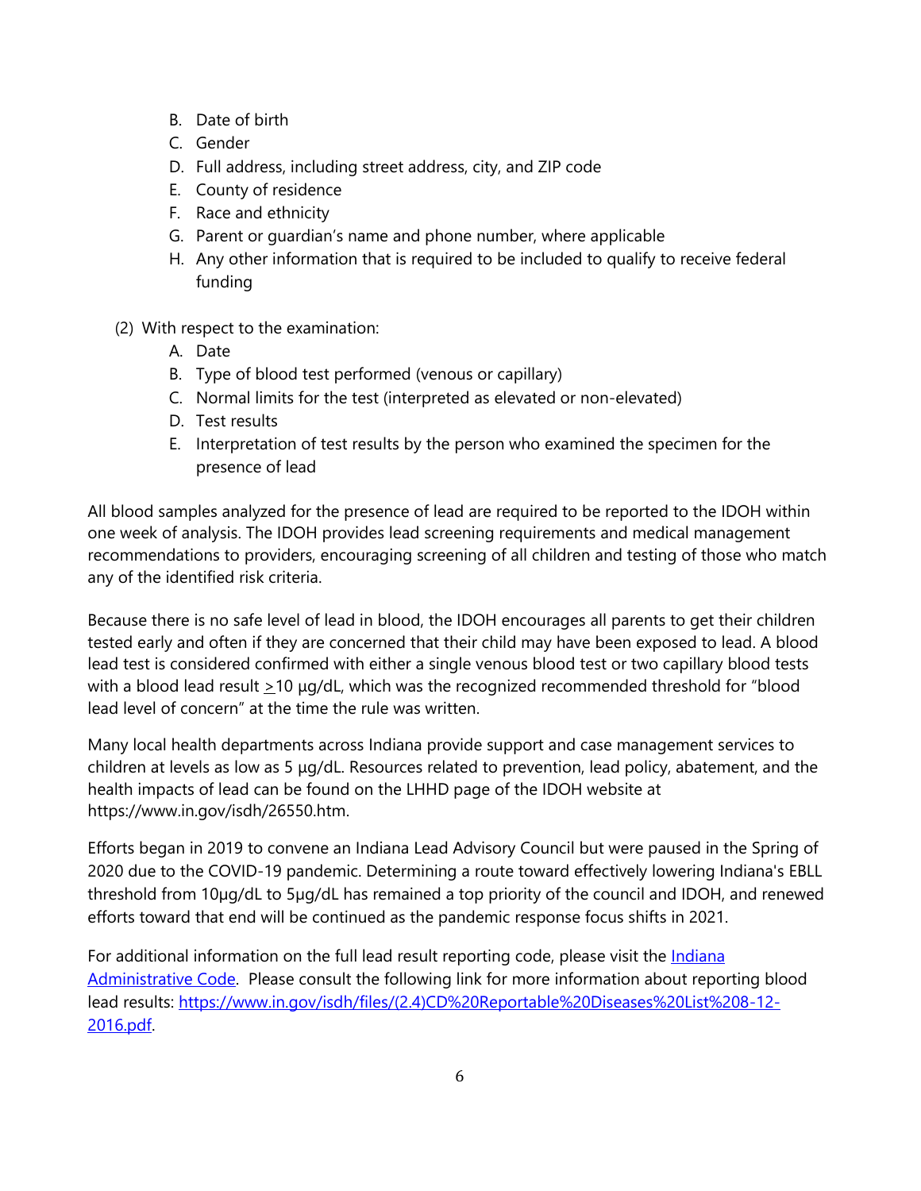B. Date of birth
   C. Gender
   D. Full address, including street address, city, and ZIP code
   E. County of residence
   F. Race and ethnicity
   G. Parent or guardian's name and phone number, where applicable
   H. Any other information that is required to be included to qualify to receive federal funding

(2) With respect to the examination:
   A. Date
   B. Type of blood test performed (venous or capillary)
   C. Normal limits for the test (interpreted as elevated or non-elevated)
   D. Test results
   E. Interpretation of test results by the person who examined the specimen for the presence of lead

All blood samples analyzed for the presence of lead are required to be reported to the IDOH within one week of analysis. The IDOH provides lead screening requirements and medical management recommendations to providers, encouraging screening of all children and testing of those who match any of the identified risk criteria.

Because there is no safe level of lead in blood, the IDOH encourages all parents to get their children tested early and often if they are concerned that their child may have been exposed to lead. A blood lead test is considered confirmed with either a single venous blood test or two capillary blood tests with a blood lead result ≥10 µg/dL, which was the recognized recommended threshold for "blood lead level of concern" at the time the rule was written.

Many local health departments across Indiana provide support and case management services to children at levels as low as 5 µg/dL. Resources related to prevention, lead policy, abatement, and the health impacts of lead can be found on the LHHD page of the IDOH website at https://www.in.gov/isdh/26550.htm.

Efforts began in 2019 to convene an Indiana Lead Advisory Council but were paused in the Spring of 2020 due to the COVID-19 pandemic. Determining a route toward effectively lowering Indiana's EBLL threshold from 10µg/dL to 5µg/dL has remained a top priority of the council and IDOH, and renewed efforts toward that end will be continued as the pandemic response focus shifts in 2021.

For additional information on the full lead result reporting code, please visit the Indiana Administrative Code. Please consult the following link for more information about reporting blood lead results: https://www.in.gov/isdh/files/(2.4)CD%20Reportable%20Diseases%20List%208-12-2016.pdf.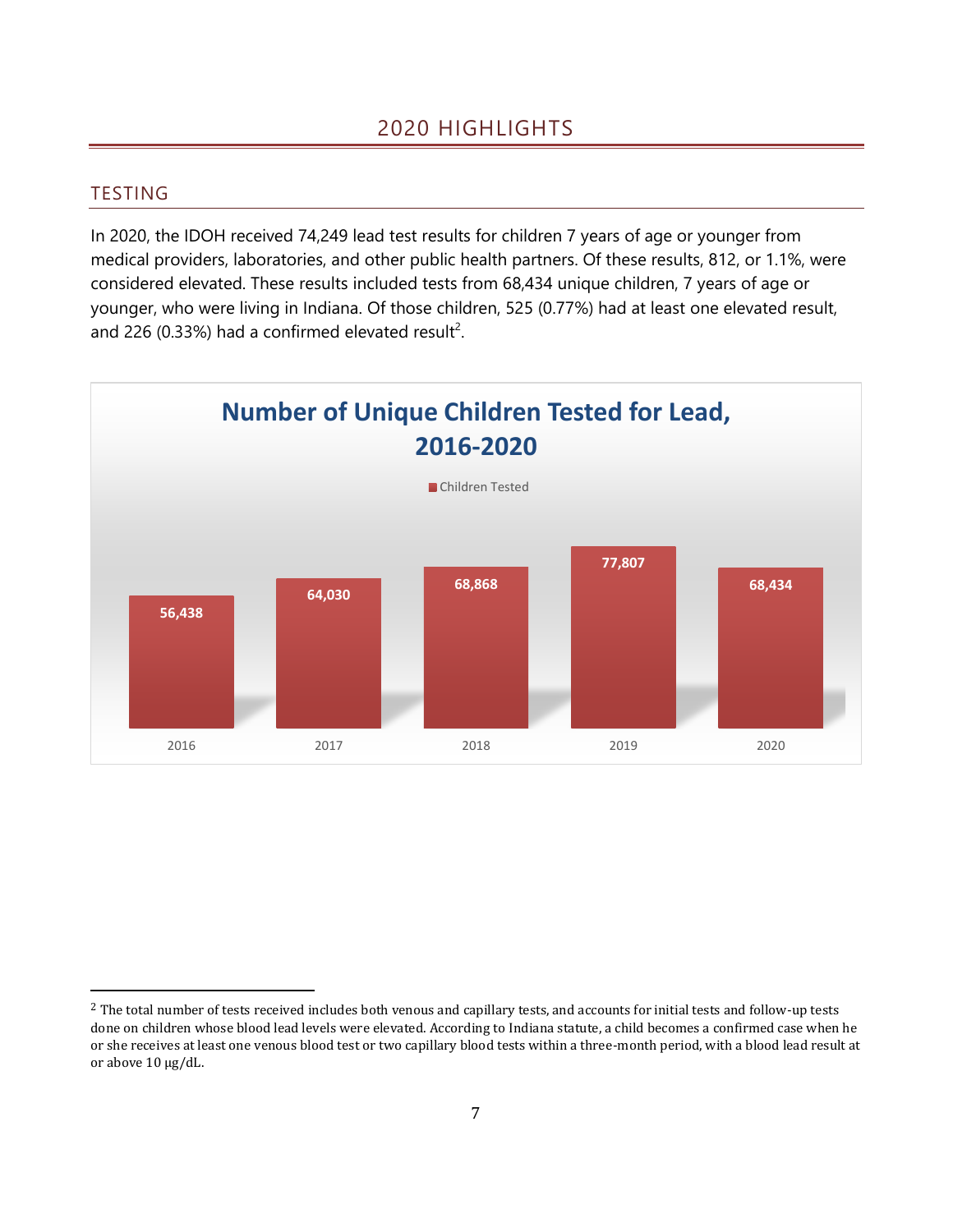# 2020 HIGHLIGHTS

## TESTING

In 2020, the IDOH received 74,249 lead test results for children 7 years of age or younger from medical providers, laboratories, and other public health partners. Of these results, 812, or 1.1%, were considered elevated. These results included tests from 68,434 unique children, 7 years of age or younger, who were living in Indiana. Of those children, 525 (0.77%) had at least one elevated result, and 226 (0.33%) had a confirmed elevated result[2].

**Number of Unique Children Tested for Lead, 2016-2020**

| Year | Children Tested |
|---|---|
| 2016 | 56,438 |
| 2017 | 64,030 |
| 2018 | 68,868 |
| 2019 | 77,807 |
| 2020 | 68,434 |

[2] The total number of tests received includes both venous and capillary tests, and accounts for initial tests and follow-up tests done on children whose blood lead levels were elevated. According to Indiana statute, a child becomes a confirmed case when he or she receives at least one venous blood test or two capillary blood tests within a three-month period, with a blood lead result at or above 10 µg/dL.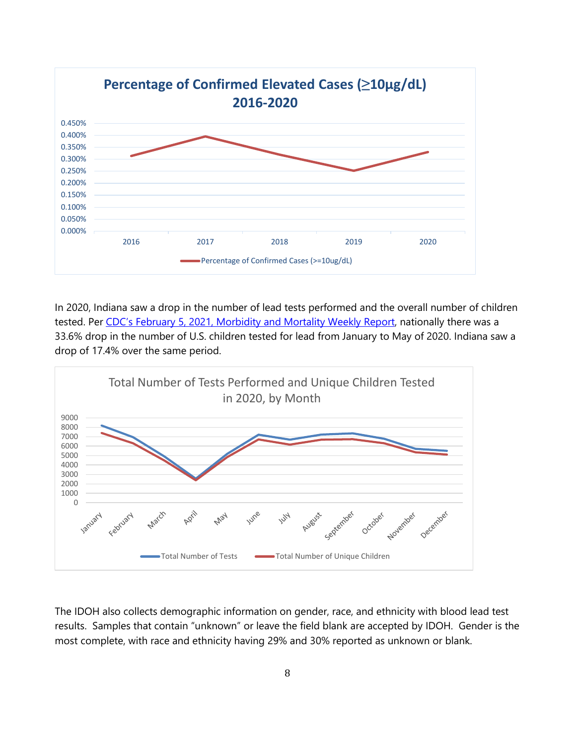**Percentage of Confirmed Elevated Cases (≥10μg/dL) 2016-2020**

In 2020, Indiana saw a drop in the number of lead tests performed and the overall number of children tested. Per [CDC's February 5, 2021, Morbidity and Mortality Weekly Report](), nationally there was a 33.6% drop in the number of U.S. children tested for lead from January to May of 2020. Indiana saw a drop of 17.4% over the same period.

**Total Number of Tests Performed and Unique Children Tested in 2020, by Month**

The IDOH also collects demographic information on gender, race, and ethnicity with blood lead test results. Samples that contain "unknown" or leave the field blank are accepted by IDOH. Gender is the most complete, with race and ethnicity having 29% and 30% reported as unknown or blank.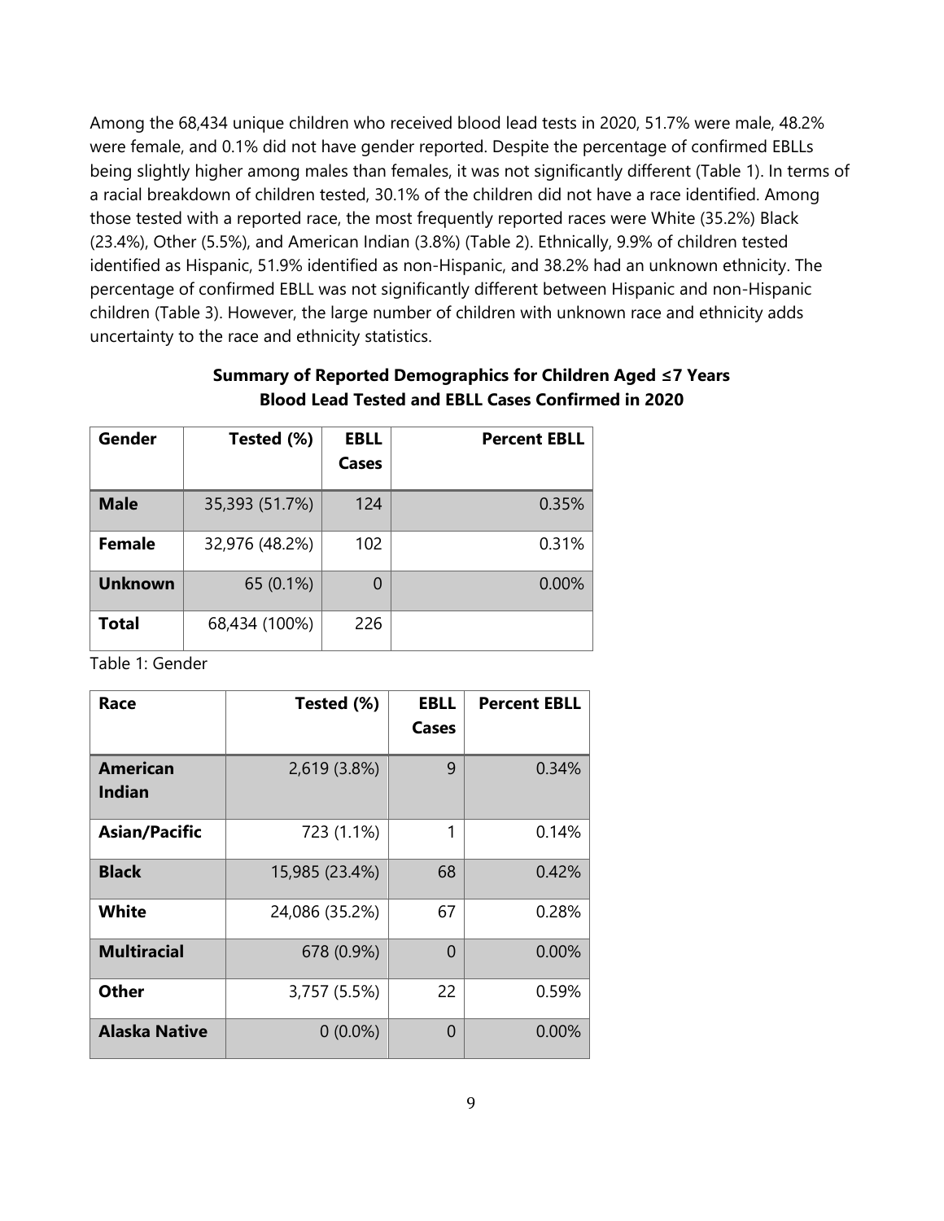Among the 68,434 unique children who received blood lead tests in 2020, 51.7% were male, 48.2% were female, and 0.1% did not have gender reported. Despite the percentage of confirmed EBLLs being slightly higher among males than females, it was not significantly different (Table 1). In terms of a racial breakdown of children tested, 30.1% of the children did not have a race identified. Among those tested with a reported race, the most frequently reported races were White (35.2%) Black (23.4%), Other (5.5%), and American Indian (3.8%) (Table 2). Ethnically, 9.9% of children tested identified as Hispanic, 51.9% identified as non-Hispanic, and 38.2% had an unknown ethnicity. The percentage of confirmed EBLL was not significantly different between Hispanic and non-Hispanic children (Table 3). However, the large number of children with unknown race and ethnicity adds uncertainty to the race and ethnicity statistics.

**Summary of Reported Demographics for Children Aged ≤7 Years Blood Lead Tested and EBLL Cases Confirmed in 2020**

| Gender | Tested (%) | EBLL Cases | Percent EBLL |
|---|---|---|---|
| **Male** | 35,393 (51.7%) | 124 | 0.35% |
| **Female** | 32,976 (48.2%) | 102 | 0.31% |
| **Unknown** | 65 (0.1%) | 0 | 0.00% |
| **Total** | 68,434 (100%) | 226 | |

Table 1: Gender

| Race | Tested (%) | EBLL Cases | Percent EBLL |
|---|---|---|---|
| **American Indian** | 2,619 (3.8%) | 9 | 0.34% |
| **Asian/Pacific** | 723 (1.1%) | 1 | 0.14% |
| **Black** | 15,985 (23.4%) | 68 | 0.42% |
| **White** | 24,086 (35.2%) | 67 | 0.28% |
| **Multiracial** | 678 (0.9%) | 0 | 0.00% |
| **Other** | 3,757 (5.5%) | 22 | 0.59% |
| **Alaska Native** | 0 (0.0%) | 0 | 0.00% |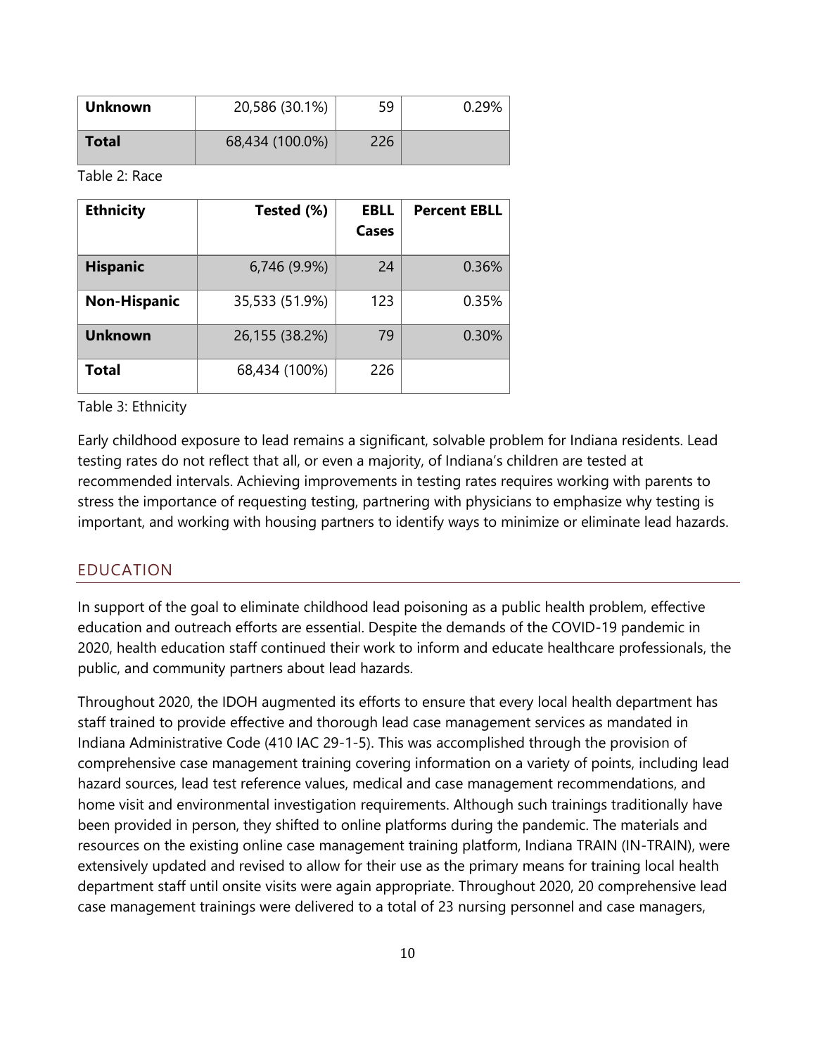| Unknown | 20,586 (30.1%) | 59 | 0.29% |
| --- | --- | --- | --- |
| **Total** | 68,434 (100.0%) | 226 | |

Table 2: Race

| Ethnicity | Tested (%) | EBLL Cases | Percent EBLL |
| --- | --- | --- | --- |
| **Hispanic** | 6,746 (9.9%) | 24 | 0.36% |
| **Non-Hispanic** | 35,533 (51.9%) | 123 | 0.35% |
| **Unknown** | 26,155 (38.2%) | 79 | 0.30% |
| **Total** | 68,434 (100%) | 226 | |

Table 3: Ethnicity

Early childhood exposure to lead remains a significant, solvable problem for Indiana residents. Lead testing rates do not reflect that all, or even a majority, of Indiana's children are tested at recommended intervals. Achieving improvements in testing rates requires working with parents to stress the importance of requesting testing, partnering with physicians to emphasize why testing is important, and working with housing partners to identify ways to minimize or eliminate lead hazards.

## EDUCATION

In support of the goal to eliminate childhood lead poisoning as a public health problem, effective education and outreach efforts are essential. Despite the demands of the COVID-19 pandemic in 2020, health education staff continued their work to inform and educate healthcare professionals, the public, and community partners about lead hazards.

Throughout 2020, the IDOH augmented its efforts to ensure that every local health department has staff trained to provide effective and thorough lead case management services as mandated in Indiana Administrative Code (410 IAC 29-1-5). This was accomplished through the provision of comprehensive case management training covering information on a variety of points, including lead hazard sources, lead test reference values, medical and case management recommendations, and home visit and environmental investigation requirements. Although such trainings traditionally have been provided in person, they shifted to online platforms during the pandemic. The materials and resources on the existing online case management training platform, Indiana TRAIN (IN-TRAIN), were extensively updated and revised to allow for their use as the primary means for training local health department staff until onsite visits were again appropriate. Throughout 2020, 20 comprehensive lead case management trainings were delivered to a total of 23 nursing personnel and case managers,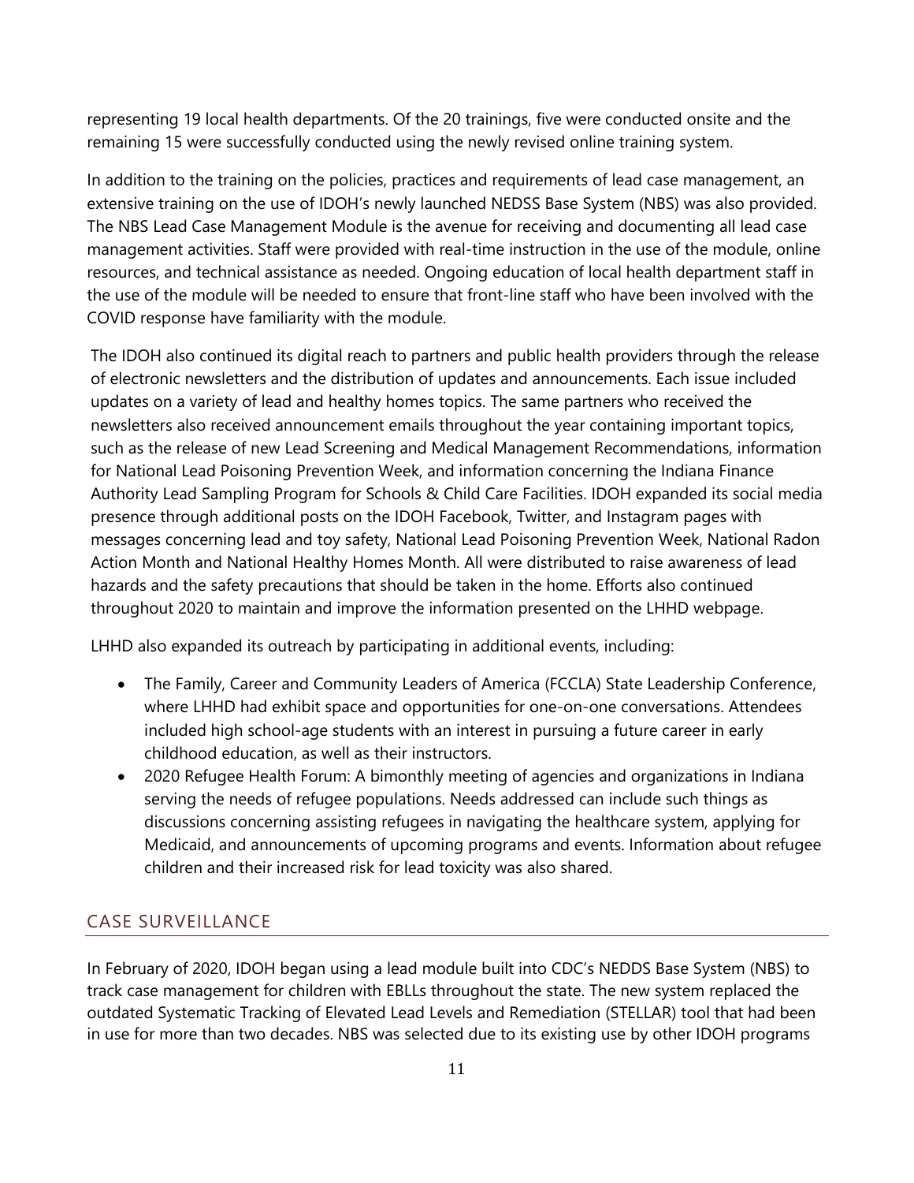representing 19 local health departments. Of the 20 trainings, five were conducted onsite and the remaining 15 were successfully conducted using the newly revised online training system.

In addition to the training on the policies, practices and requirements of lead case management, an extensive training on the use of IDOH's newly launched NEDSS Base System (NBS) was also provided. The NBS Lead Case Management Module is the avenue for receiving and documenting all lead case management activities. Staff were provided with real-time instruction in the use of the module, online resources, and technical assistance as needed. Ongoing education of local health department staff in the use of the module will be needed to ensure that front-line staff who have been involved with the COVID response have familiarity with the module.

The IDOH also continued its digital reach to partners and public health providers through the release of electronic newsletters and the distribution of updates and announcements. Each issue included updates on a variety of lead and healthy homes topics. The same partners who received the newsletters also received announcement emails throughout the year containing important topics, such as the release of new Lead Screening and Medical Management Recommendations, information for National Lead Poisoning Prevention Week, and information concerning the Indiana Finance Authority Lead Sampling Program for Schools & Child Care Facilities. IDOH expanded its social media presence through additional posts on the IDOH Facebook, Twitter, and Instagram pages with messages concerning lead and toy safety, National Lead Poisoning Prevention Week, National Radon Action Month and National Healthy Homes Month. All were distributed to raise awareness of lead hazards and the safety precautions that should be taken in the home. Efforts also continued throughout 2020 to maintain and improve the information presented on the LHHD webpage.

LHHD also expanded its outreach by participating in additional events, including:

- The Family, Career and Community Leaders of America (FCCLA) State Leadership Conference, where LHHD had exhibit space and opportunities for one-on-one conversations. Attendees included high school-age students with an interest in pursuing a future career in early childhood education, as well as their instructors.
- 2020 Refugee Health Forum: A bimonthly meeting of agencies and organizations in Indiana serving the needs of refugee populations. Needs addressed can include such things as discussions concerning assisting refugees in navigating the healthcare system, applying for Medicaid, and announcements of upcoming programs and events. Information about refugee children and their increased risk for lead toxicity was also shared.

## CASE SURVEILLANCE

In February of 2020, IDOH began using a lead module built into CDC's NEDDS Base System (NBS) to track case management for children with EBLLs throughout the state. The new system replaced the outdated Systematic Tracking of Elevated Lead Levels and Remediation (STELLAR) tool that had been in use for more than two decades. NBS was selected due to its existing use by other IDOH programs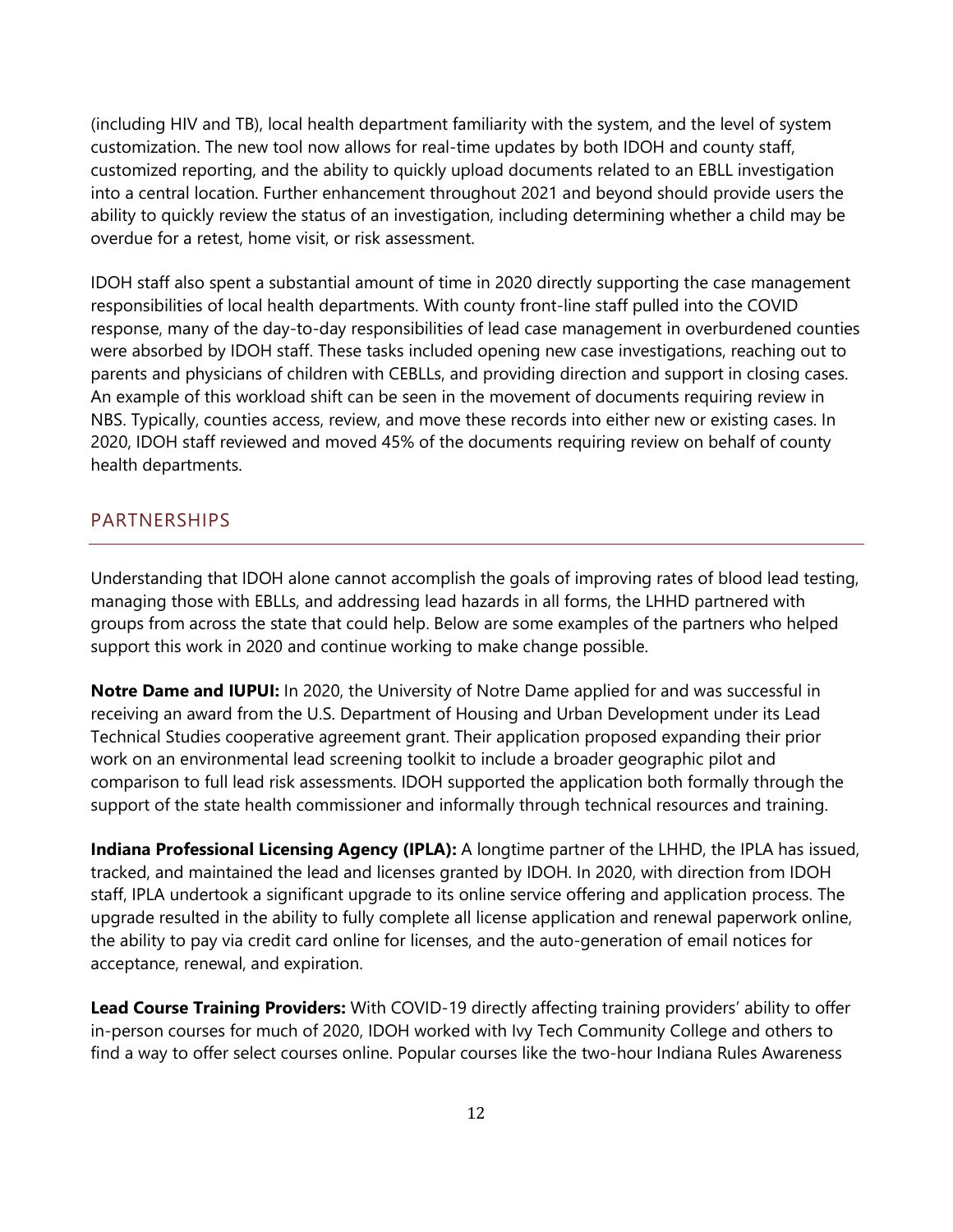(including HIV and TB), local health department familiarity with the system, and the level of system customization. The new tool now allows for real-time updates by both IDOH and county staff, customized reporting, and the ability to quickly upload documents related to an EBLL investigation into a central location. Further enhancement throughout 2021 and beyond should provide users the ability to quickly review the status of an investigation, including determining whether a child may be overdue for a retest, home visit, or risk assessment.

IDOH staff also spent a substantial amount of time in 2020 directly supporting the case management responsibilities of local health departments. With county front-line staff pulled into the COVID response, many of the day-to-day responsibilities of lead case management in overburdened counties were absorbed by IDOH staff. These tasks included opening new case investigations, reaching out to parents and physicians of children with CEBLLs, and providing direction and support in closing cases. An example of this workload shift can be seen in the movement of documents requiring review in NBS. Typically, counties access, review, and move these records into either new or existing cases. In 2020, IDOH staff reviewed and moved 45% of the documents requiring review on behalf of county health departments.

## PARTNERSHIPS

Understanding that IDOH alone cannot accomplish the goals of improving rates of blood lead testing, managing those with EBLLs, and addressing lead hazards in all forms, the LHHD partnered with groups from across the state that could help. Below are some examples of the partners who helped support this work in 2020 and continue working to make change possible.

**Notre Dame and IUPUI:** In 2020, the University of Notre Dame applied for and was successful in receiving an award from the U.S. Department of Housing and Urban Development under its Lead Technical Studies cooperative agreement grant. Their application proposed expanding their prior work on an environmental lead screening toolkit to include a broader geographic pilot and comparison to full lead risk assessments. IDOH supported the application both formally through the support of the state health commissioner and informally through technical resources and training.

**Indiana Professional Licensing Agency (IPLA):** A longtime partner of the LHHD, the IPLA has issued, tracked, and maintained the lead and licenses granted by IDOH. In 2020, with direction from IDOH staff, IPLA undertook a significant upgrade to its online service offering and application process. The upgrade resulted in the ability to fully complete all license application and renewal paperwork online, the ability to pay via credit card online for licenses, and the auto-generation of email notices for acceptance, renewal, and expiration.

**Lead Course Training Providers:** With COVID-19 directly affecting training providers' ability to offer in-person courses for much of 2020, IDOH worked with Ivy Tech Community College and others to find a way to offer select courses online. Popular courses like the two-hour Indiana Rules Awareness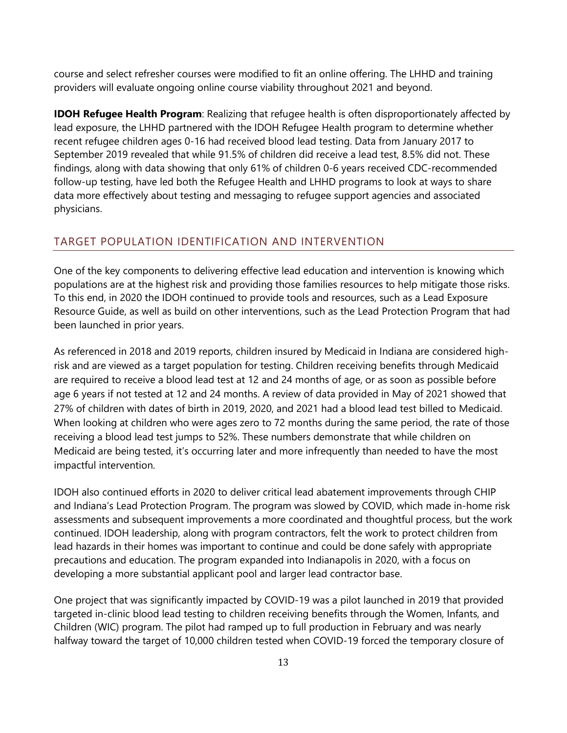course and select refresher courses were modified to fit an online offering. The LHHD and training providers will evaluate ongoing online course viability throughout 2021 and beyond.

**IDOH Refugee Health Program**: Realizing that refugee health is often disproportionately affected by lead exposure, the LHHD partnered with the IDOH Refugee Health program to determine whether recent refugee children ages 0-16 had received blood lead testing. Data from January 2017 to September 2019 revealed that while 91.5% of children did receive a lead test, 8.5% did not. These findings, along with data showing that only 61% of children 0-6 years received CDC-recommended follow-up testing, have led both the Refugee Health and LHHD programs to look at ways to share data more effectively about testing and messaging to refugee support agencies and associated physicians.

## TARGET POPULATION IDENTIFICATION AND INTERVENTION

One of the key components to delivering effective lead education and intervention is knowing which populations are at the highest risk and providing those families resources to help mitigate those risks. To this end, in 2020 the IDOH continued to provide tools and resources, such as a Lead Exposure Resource Guide, as well as build on other interventions, such as the Lead Protection Program that had been launched in prior years.

As referenced in 2018 and 2019 reports, children insured by Medicaid in Indiana are considered high-risk and are viewed as a target population for testing. Children receiving benefits through Medicaid are required to receive a blood lead test at 12 and 24 months of age, or as soon as possible before age 6 years if not tested at 12 and 24 months. A review of data provided in May of 2021 showed that 27% of children with dates of birth in 2019, 2020, and 2021 had a blood lead test billed to Medicaid. When looking at children who were ages zero to 72 months during the same period, the rate of those receiving a blood lead test jumps to 52%. These numbers demonstrate that while children on Medicaid are being tested, it's occurring later and more infrequently than needed to have the most impactful intervention.

IDOH also continued efforts in 2020 to deliver critical lead abatement improvements through CHIP and Indiana's Lead Protection Program. The program was slowed by COVID, which made in-home risk assessments and subsequent improvements a more coordinated and thoughtful process, but the work continued. IDOH leadership, along with program contractors, felt the work to protect children from lead hazards in their homes was important to continue and could be done safely with appropriate precautions and education. The program expanded into Indianapolis in 2020, with a focus on developing a more substantial applicant pool and larger lead contractor base.

One project that was significantly impacted by COVID-19 was a pilot launched in 2019 that provided targeted in-clinic blood lead testing to children receiving benefits through the Women, Infants, and Children (WIC) program. The pilot had ramped up to full production in February and was nearly halfway toward the target of 10,000 children tested when COVID-19 forced the temporary closure of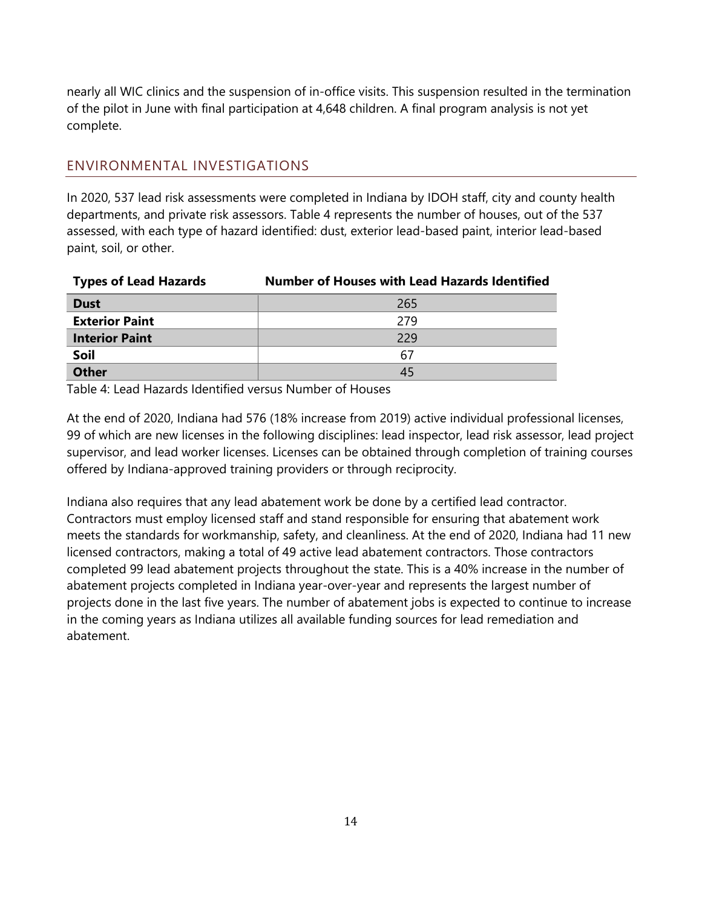nearly all WIC clinics and the suspension of in-office visits. This suspension resulted in the termination of the pilot in June with final participation at 4,648 children. A final program analysis is not yet complete.

## ENVIRONMENTAL INVESTIGATIONS

In 2020, 537 lead risk assessments were completed in Indiana by IDOH staff, city and county health departments, and private risk assessors. Table 4 represents the number of houses, out of the 537 assessed, with each type of hazard identified: dust, exterior lead-based paint, interior lead-based paint, soil, or other.

| Types of Lead Hazards | Number of Houses with Lead Hazards Identified |
|---|---|
| **Dust** | 265 |
| **Exterior Paint** | 279 |
| **Interior Paint** | 229 |
| **Soil** | 67 |
| **Other** | 45 |

Table 4: Lead Hazards Identified versus Number of Houses

At the end of 2020, Indiana had 576 (18% increase from 2019) active individual professional licenses, 99 of which are new licenses in the following disciplines: lead inspector, lead risk assessor, lead project supervisor, and lead worker licenses. Licenses can be obtained through completion of training courses offered by Indiana-approved training providers or through reciprocity.

Indiana also requires that any lead abatement work be done by a certified lead contractor. Contractors must employ licensed staff and stand responsible for ensuring that abatement work meets the standards for workmanship, safety, and cleanliness. At the end of 2020, Indiana had 11 new licensed contractors, making a total of 49 active lead abatement contractors. Those contractors completed 99 lead abatement projects throughout the state. This is a 40% increase in the number of abatement projects completed in Indiana year-over-year and represents the largest number of projects done in the last five years. The number of abatement jobs is expected to continue to increase in the coming years as Indiana utilizes all available funding sources for lead remediation and abatement.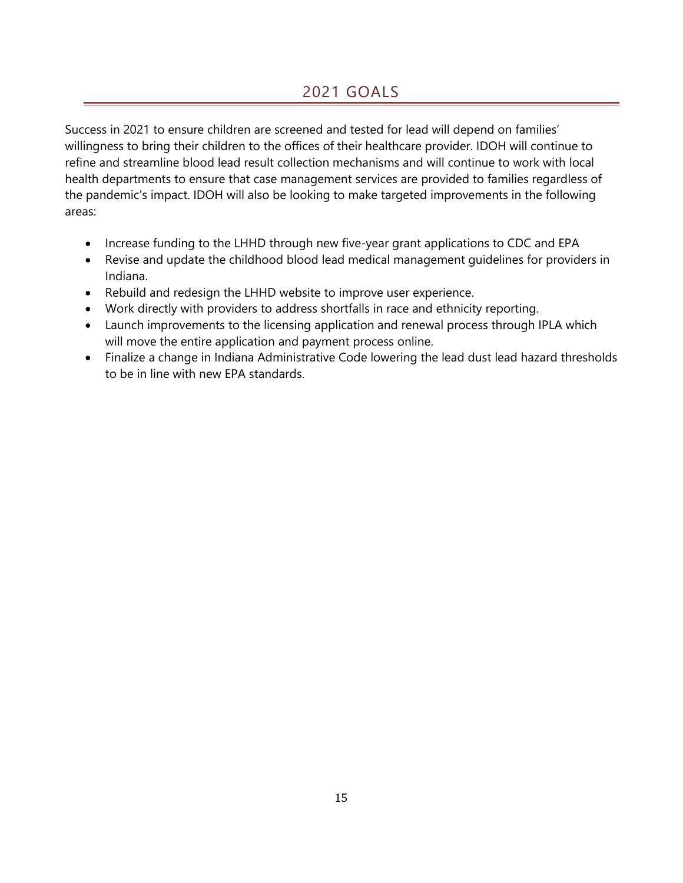## 2021 GOALS

Success in 2021 to ensure children are screened and tested for lead will depend on families' willingness to bring their children to the offices of their healthcare provider. IDOH will continue to refine and streamline blood lead result collection mechanisms and will continue to work with local health departments to ensure that case management services are provided to families regardless of the pandemic's impact. IDOH will also be looking to make targeted improvements in the following areas:

- Increase funding to the LHHD through new five-year grant applications to CDC and EPA
- Revise and update the childhood blood lead medical management guidelines for providers in Indiana.
- Rebuild and redesign the LHHD website to improve user experience.
- Work directly with providers to address shortfalls in race and ethnicity reporting.
- Launch improvements to the licensing application and renewal process through IPLA which will move the entire application and payment process online.
- Finalize a change in Indiana Administrative Code lowering the lead dust lead hazard thresholds to be in line with new EPA standards.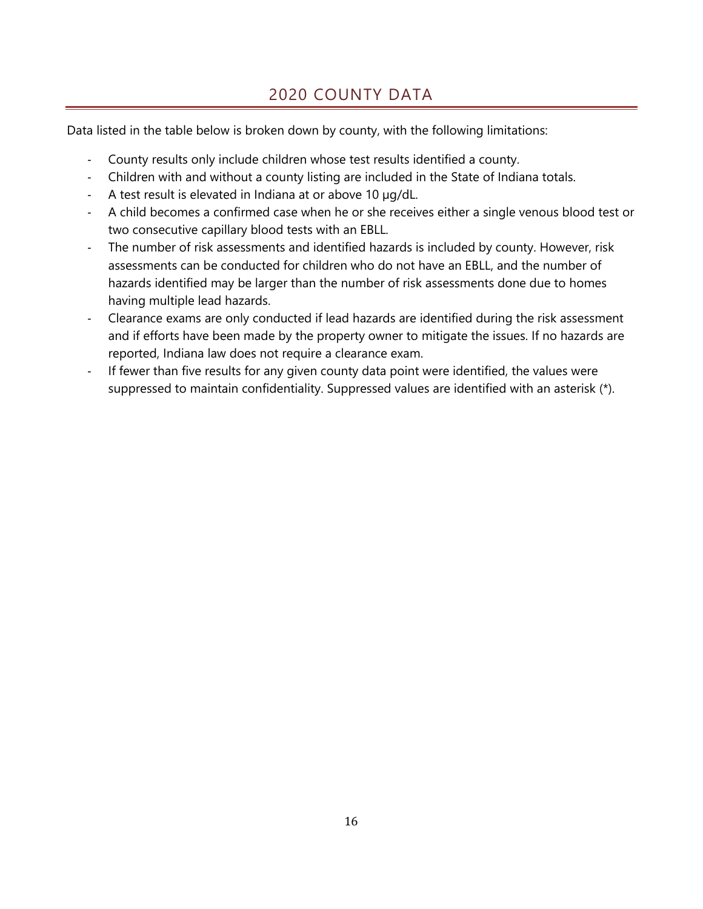# 2020 COUNTY DATA

Data listed in the table below is broken down by county, with the following limitations:

- County results only include children whose test results identified a county.
- Children with and without a county listing are included in the State of Indiana totals.
- A test result is elevated in Indiana at or above 10 µg/dL.
- A child becomes a confirmed case when he or she receives either a single venous blood test or two consecutive capillary blood tests with an EBLL.
- The number of risk assessments and identified hazards is included by county. However, risk assessments can be conducted for children who do not have an EBLL, and the number of hazards identified may be larger than the number of risk assessments done due to homes having multiple lead hazards.
- Clearance exams are only conducted if lead hazards are identified during the risk assessment and if efforts have been made by the property owner to mitigate the issues. If no hazards are reported, Indiana law does not require a clearance exam.
- If fewer than five results for any given county data point were identified, the values were suppressed to maintain confidentiality. Suppressed values are identified with an asterisk (*).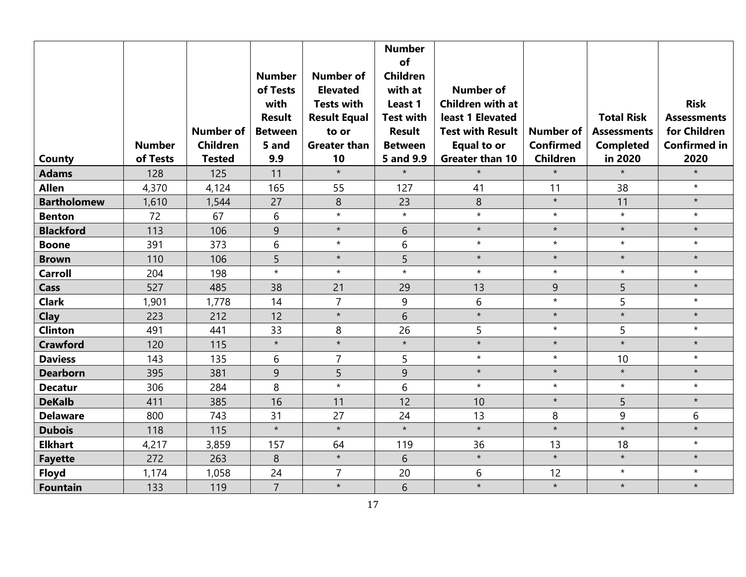| County | Number of Tests | Number of Children Tested | Number of Tests with Result Between 5 and 9.9 | Number of Elevated Tests with Result Equal to or Greater than 10 | Number of Children with at Least 1 Test with Result Between 5 and 9.9 | Number of Children with at least 1 Elevated Test with Result Equal to or Greater than 10 | Number of Confirmed Children | Total Risk Assessments Completed in 2020 | Risk Assessments for Children Confirmed in 2020 |
|---|---|---|---|---|---|---|---|---|---|
| **Adams** | 128 | 125 | 11 | * | * | * | * | * | * |
| **Allen** | 4,370 | 4,124 | 165 | 55 | 127 | 41 | 11 | 38 | * |
| **Bartholomew** | 1,610 | 1,544 | 27 | 8 | 23 | 8 | * | 11 | * |
| **Benton** | 72 | 67 | 6 | * | * | * | * | * | * |
| **Blackford** | 113 | 106 | 9 | * | 6 | * | * | * | * |
| **Boone** | 391 | 373 | 6 | * | 6 | * | * | * | * |
| **Brown** | 110 | 106 | 5 | * | 5 | * | * | * | * |
| **Carroll** | 204 | 198 | * | * | * | * | * | * | * |
| **Cass** | 527 | 485 | 38 | 21 | 29 | 13 | 9 | 5 | * |
| **Clark** | 1,901 | 1,778 | 14 | 7 | 9 | 6 | * | 5 | * |
| **Clay** | 223 | 212 | 12 | * | 6 | * | * | * | * |
| **Clinton** | 491 | 441 | 33 | 8 | 26 | 5 | * | 5 | * |
| **Crawford** | 120 | 115 | * | * | * | * | * | * | * |
| **Daviess** | 143 | 135 | 6 | 7 | 5 | * | * | 10 | * |
| **Dearborn** | 395 | 381 | 9 | 5 | 9 | * | * | * | * |
| **Decatur** | 306 | 284 | 8 | * | 6 | * | * | * | * |
| **DeKalb** | 411 | 385 | 16 | 11 | 12 | 10 | * | 5 | * |
| **Delaware** | 800 | 743 | 31 | 27 | 24 | 13 | 8 | 9 | 6 |
| **Dubois** | 118 | 115 | * | * | * | * | * | * | * |
| **Elkhart** | 4,217 | 3,859 | 157 | 64 | 119 | 36 | 13 | 18 | * |
| **Fayette** | 272 | 263 | 8 | * | 6 | * | * | * | * |
| **Floyd** | 1,174 | 1,058 | 24 | 7 | 20 | 6 | 12 | * | * |
| **Fountain** | 133 | 119 | 7 | * | 6 | * | * | * | * |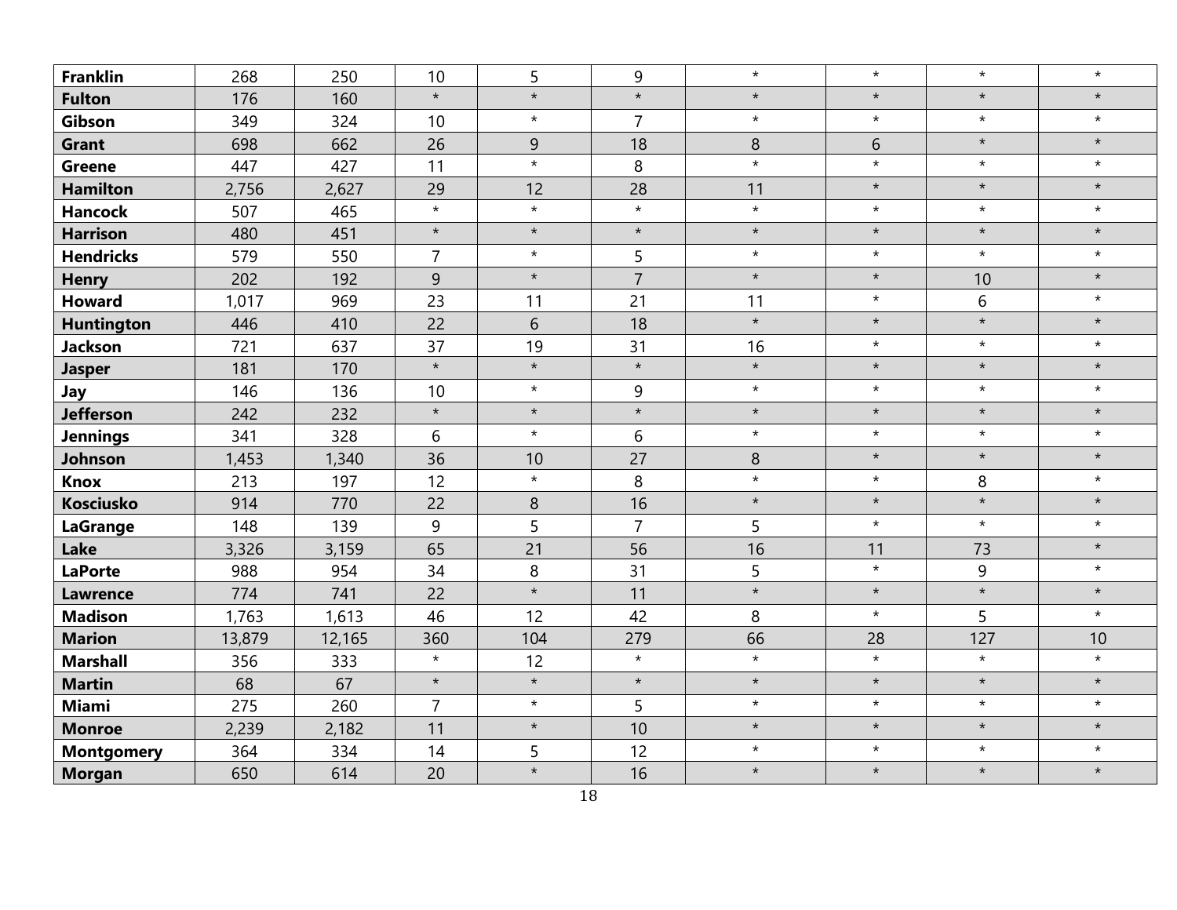| | | | | | | | | | |
|---|---|---|---|---|---|---|---|---|---|
| **Franklin** | 268 | 250 | 10 | 5 | 9 | * | * | * | * |
| **Fulton** | 176 | 160 | * | * | * | * | * | * | * |
| **Gibson** | 349 | 324 | 10 | * | 7 | * | * | * | * |
| **Grant** | 698 | 662 | 26 | 9 | 18 | 8 | 6 | * | * |
| **Greene** | 447 | 427 | 11 | * | 8 | * | * | * | * |
| **Hamilton** | 2,756 | 2,627 | 29 | 12 | 28 | 11 | * | * | * |
| **Hancock** | 507 | 465 | * | * | * | * | * | * | * |
| **Harrison** | 480 | 451 | * | * | * | * | * | * | * |
| **Hendricks** | 579 | 550 | 7 | * | 5 | * | * | * | * |
| **Henry** | 202 | 192 | 9 | * | 7 | * | * | 10 | * |
| **Howard** | 1,017 | 969 | 23 | 11 | 21 | 11 | * | 6 | * |
| **Huntington** | 446 | 410 | 22 | 6 | 18 | * | * | * | * |
| **Jackson** | 721 | 637 | 37 | 19 | 31 | 16 | * | * | * |
| **Jasper** | 181 | 170 | * | * | * | * | * | * | * |
| **Jay** | 146 | 136 | 10 | * | 9 | * | * | * | * |
| **Jefferson** | 242 | 232 | * | * | * | * | * | * | * |
| **Jennings** | 341 | 328 | 6 | * | 6 | * | * | * | * |
| **Johnson** | 1,453 | 1,340 | 36 | 10 | 27 | 8 | * | * | * |
| **Knox** | 213 | 197 | 12 | * | 8 | * | * | 8 | * |
| **Kosciusko** | 914 | 770 | 22 | 8 | 16 | * | * | * | * |
| **LaGrange** | 148 | 139 | 9 | 5 | 7 | 5 | * | * | * |
| **Lake** | 3,326 | 3,159 | 65 | 21 | 56 | 16 | 11 | 73 | * |
| **LaPorte** | 988 | 954 | 34 | 8 | 31 | 5 | * | 9 | * |
| **Lawrence** | 774 | 741 | 22 | * | 11 | * | * | * | * |
| **Madison** | 1,763 | 1,613 | 46 | 12 | 42 | 8 | * | 5 | * |
| **Marion** | 13,879 | 12,165 | 360 | 104 | 279 | 66 | 28 | 127 | 10 |
| **Marshall** | 356 | 333 | * | 12 | * | * | * | * | * |
| **Martin** | 68 | 67 | * | * | * | * | * | * | * |
| **Miami** | 275 | 260 | 7 | * | 5 | * | * | * | * |
| **Monroe** | 2,239 | 2,182 | 11 | * | 10 | * | * | * | * |
| **Montgomery** | 364 | 334 | 14 | 5 | 12 | * | * | * | * |
| **Morgan** | 650 | 614 | 20 | * | 16 | * | * | * | * |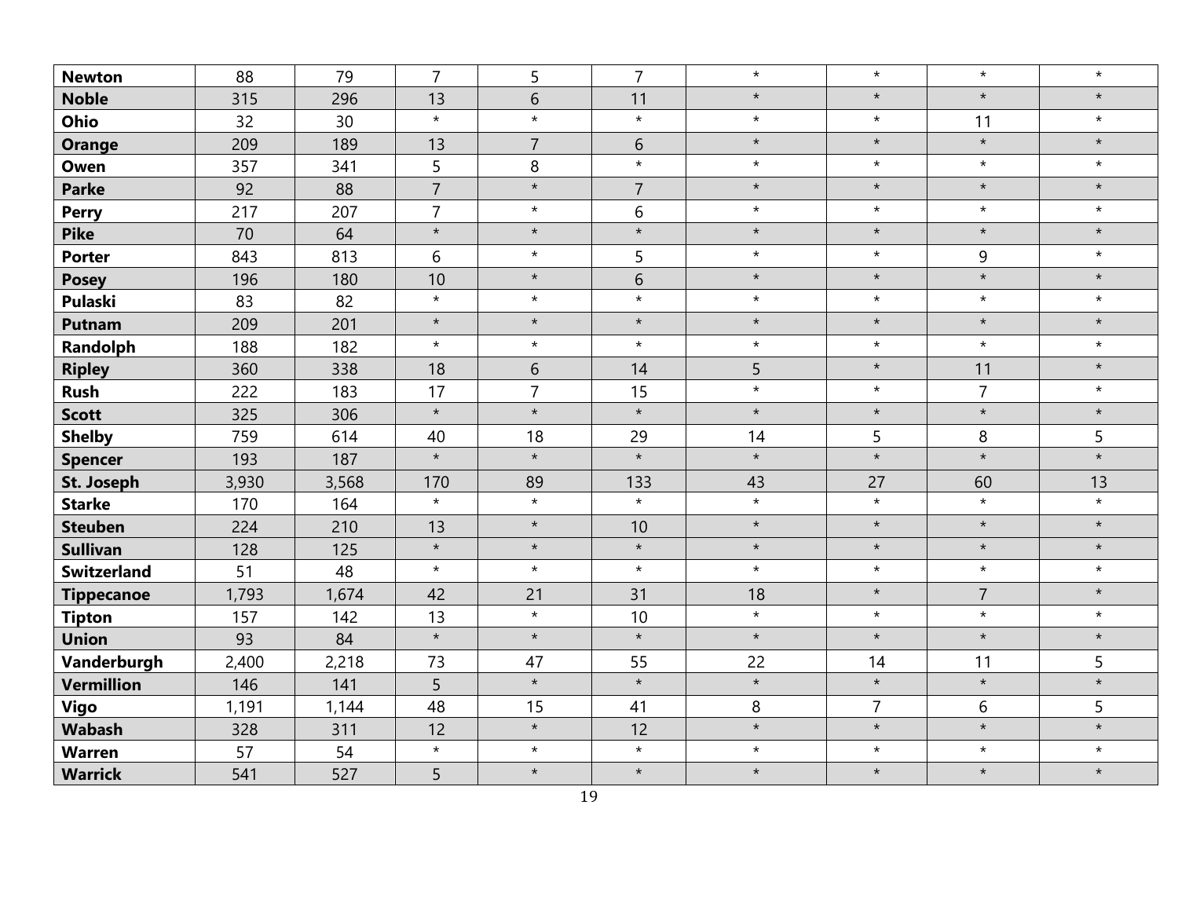| | | | | | | | | | |
|---|---|---|---|---|---|---|---|---|---|
| **Newton** | 88 | 79 | 7 | 5 | 7 | * | * | * | * |
| **Noble** | 315 | 296 | 13 | 6 | 11 | * | * | * | * |
| **Ohio** | 32 | 30 | * | * | * | * | * | 11 | * |
| **Orange** | 209 | 189 | 13 | 7 | 6 | * | * | * | * |
| **Owen** | 357 | 341 | 5 | 8 | * | * | * | * | * |
| **Parke** | 92 | 88 | 7 | * | 7 | * | * | * | * |
| **Perry** | 217 | 207 | 7 | * | 6 | * | * | * | * |
| **Pike** | 70 | 64 | * | * | * | * | * | * | * |
| **Porter** | 843 | 813 | 6 | * | 5 | * | * | 9 | * |
| **Posey** | 196 | 180 | 10 | * | 6 | * | * | * | * |
| **Pulaski** | 83 | 82 | * | * | * | * | * | * | * |
| **Putnam** | 209 | 201 | * | * | * | * | * | * | * |
| **Randolph** | 188 | 182 | * | * | * | * | * | * | * |
| **Ripley** | 360 | 338 | 18 | 6 | 14 | 5 | * | 11 | * |
| **Rush** | 222 | 183 | 17 | 7 | 15 | * | * | 7 | * |
| **Scott** | 325 | 306 | * | * | * | * | * | * | * |
| **Shelby** | 759 | 614 | 40 | 18 | 29 | 14 | 5 | 8 | 5 |
| **Spencer** | 193 | 187 | * | * | * | * | * | * | * |
| **St. Joseph** | 3,930 | 3,568 | 170 | 89 | 133 | 43 | 27 | 60 | 13 |
| **Starke** | 170 | 164 | * | * | * | * | * | * | * |
| **Steuben** | 224 | 210 | 13 | * | 10 | * | * | * | * |
| **Sullivan** | 128 | 125 | * | * | * | * | * | * | * |
| **Switzerland** | 51 | 48 | * | * | * | * | * | * | * |
| **Tippecanoe** | 1,793 | 1,674 | 42 | 21 | 31 | 18 | * | 7 | * |
| **Tipton** | 157 | 142 | 13 | * | 10 | * | * | * | * |
| **Union** | 93 | 84 | * | * | * | * | * | * | * |
| **Vanderburgh** | 2,400 | 2,218 | 73 | 47 | 55 | 22 | 14 | 11 | 5 |
| **Vermillion** | 146 | 141 | 5 | * | * | * | * | * | * |
| **Vigo** | 1,191 | 1,144 | 48 | 15 | 41 | 8 | 7 | 6 | 5 |
| **Wabash** | 328 | 311 | 12 | * | 12 | * | * | * | * |
| **Warren** | 57 | 54 | * | * | * | * | * | * | * |
| **Warrick** | 541 | 527 | 5 | * | * | * | * | * | * |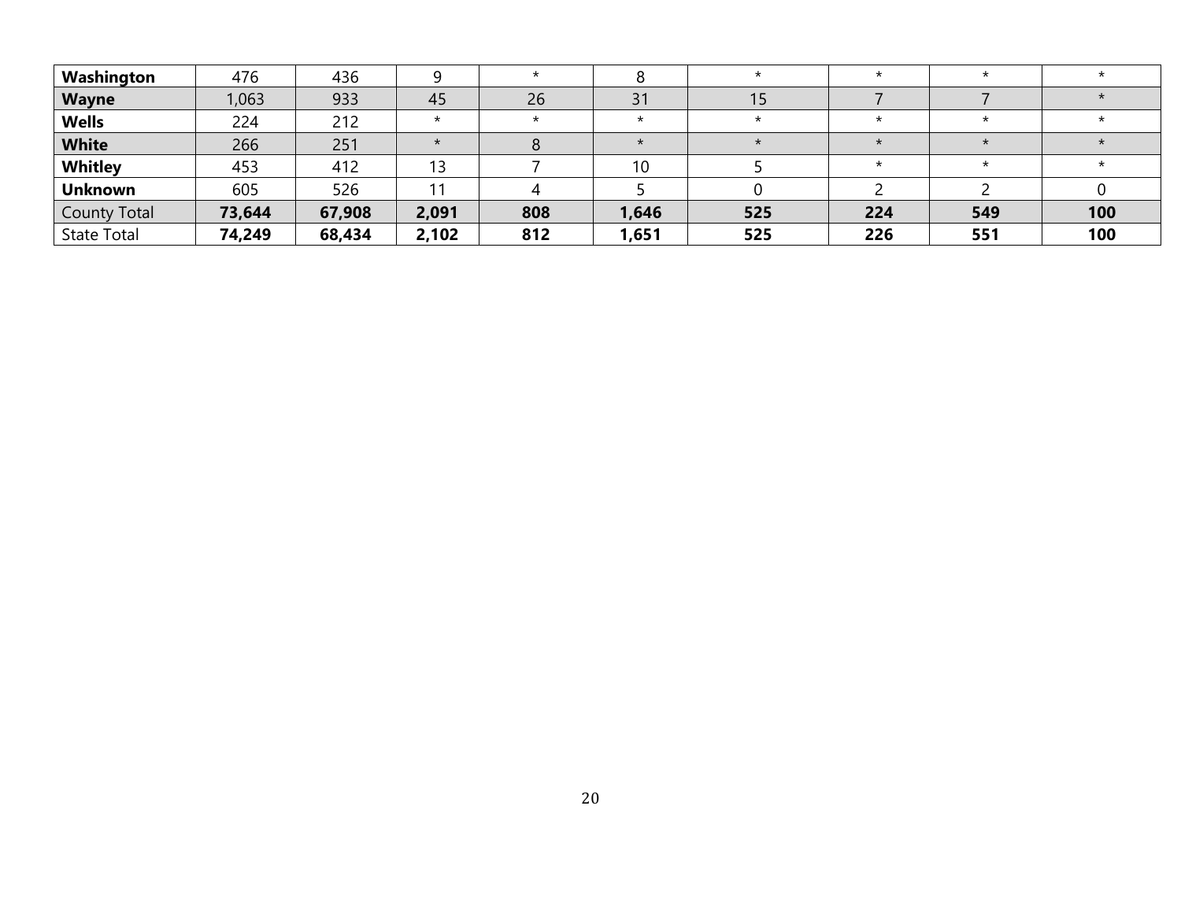| | | | | | | | | | |
|---|---|---|---|---|---|---|---|---|---|
| **Washington** | 476 | 436 | 9 | * | 8 | * | * | * | * |
| **Wayne** | 1,063 | 933 | 45 | 26 | 31 | 15 | 7 | 7 | * |
| **Wells** | 224 | 212 | * | * | * | * | * | * | * |
| **White** | 266 | 251 | * | 8 | * | * | * | * | * |
| **Whitley** | 453 | 412 | 13 | 7 | 10 | 5 | * | * | * |
| **Unknown** | 605 | 526 | 11 | 4 | 5 | 0 | 2 | 2 | 0 |
| County Total | **73,644** | **67,908** | **2,091** | **808** | **1,646** | **525** | **224** | **549** | **100** |
| State Total | **74,249** | **68,434** | **2,102** | **812** | **1,651** | **525** | **226** | **551** | **100** |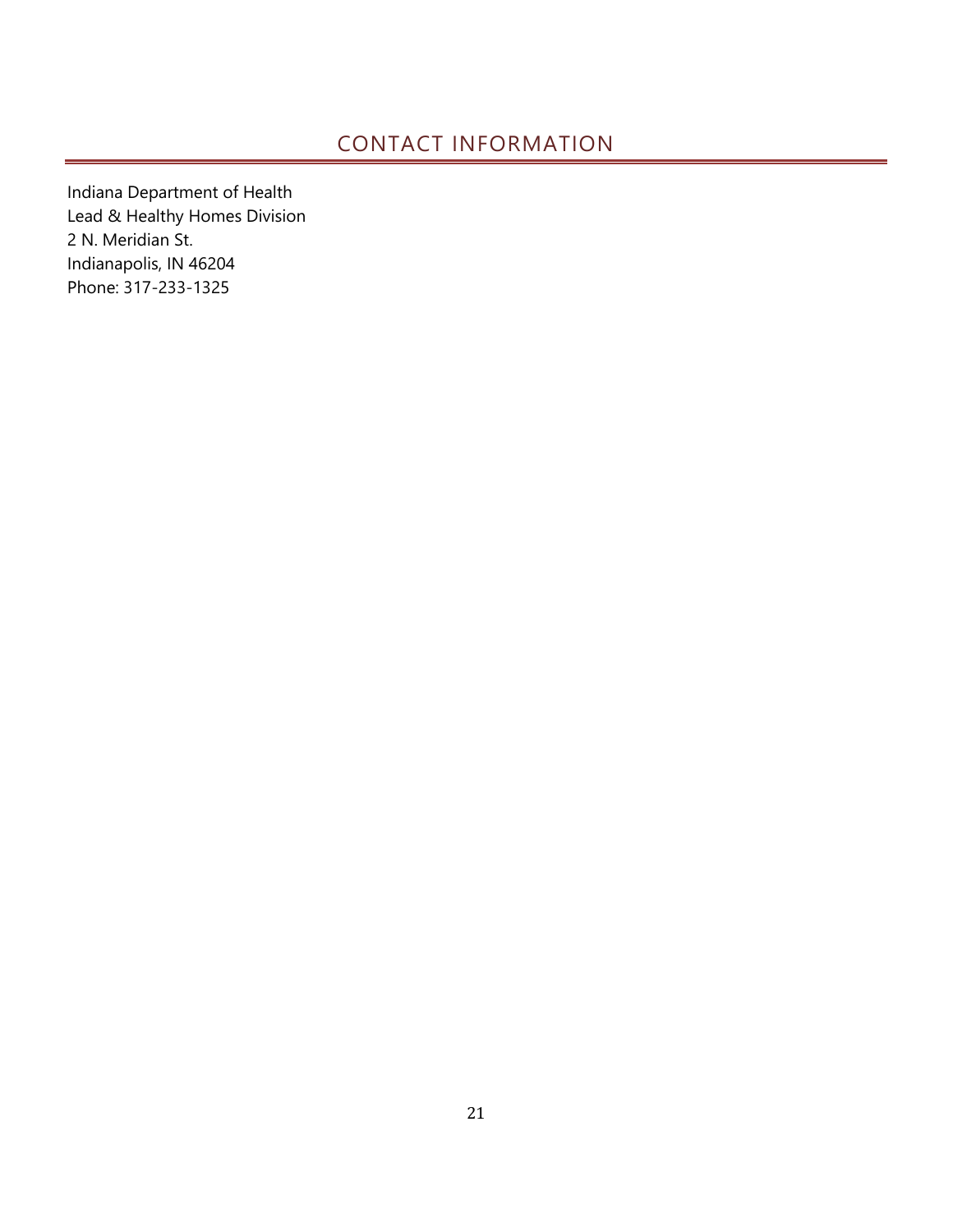# CONTACT INFORMATION

Indiana Department of Health
Lead & Healthy Homes Division
2 N. Meridian St.
Indianapolis, IN 46204
Phone: 317-233-1325